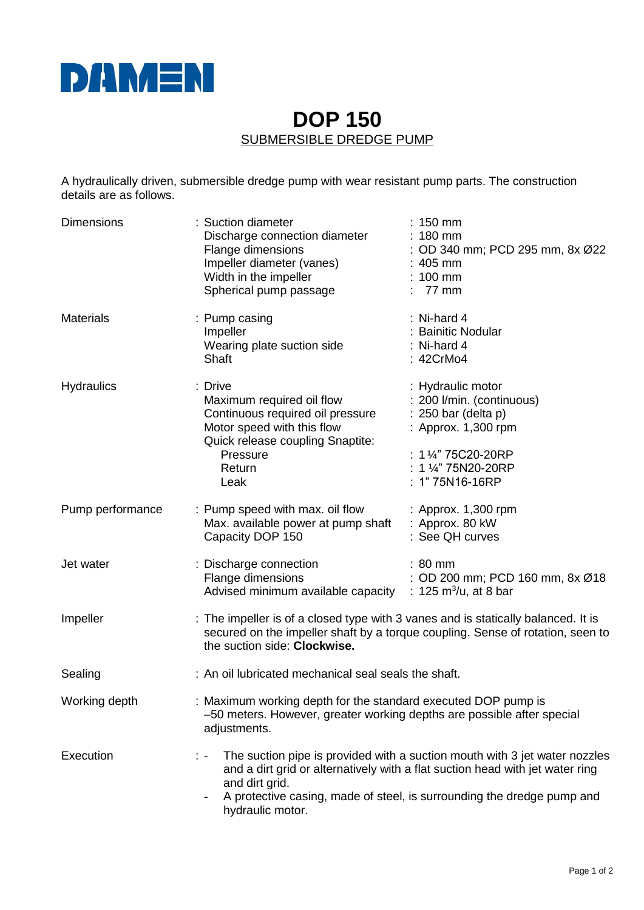DAMEN

# DOP 150

## SUBMERSIBLE DREDGE PUMP

A hydraulically driven, submersible dredge pump with wear resistant pump parts. The construction details are as follows.

| | | |
|---|---|---|
| Dimensions | : Suction diameter | : 150 mm |
| | Discharge connection diameter | : 180 mm |
| | Flange dimensions | : OD 340 mm; PCD 295 mm, 8x Ø22 |
| | Impeller diameter (vanes) | : 405 mm |
| | Width in the impeller | : 100 mm |
| | Spherical pump passage | : 77 mm |
| Materials | : Pump casing | : Ni-hard 4 |
| | Impeller | : Bainitic Nodular |
| | Wearing plate suction side | : Ni-hard 4 |
| | Shaft | : 42CrMo4 |
| Hydraulics | : Drive | : Hydraulic motor |
| | Maximum required oil flow | : 200 l/min. (continuous) |
| | Continuous required oil pressure | : 250 bar (delta p) |
| | Motor speed with this flow | : Approx. 1,300 rpm |
| | Quick release coupling Snaptite: | |
| | Pressure | : 1 ¼" 75C20-20RP |
| | Return | : 1 ¼" 75N20-20RP |
| | Leak | : 1" 75N16-16RP |
| Pump performance | : Pump speed with max. oil flow | : Approx. 1,300 rpm |
| | Max. available power at pump shaft | : Approx. 80 kW |
| | Capacity DOP 150 | : See QH curves |
| Jet water | : Discharge connection | : 80 mm |
| | Flange dimensions | : OD 200 mm; PCD 160 mm, 8x Ø18 |
| | Advised minimum available capacity | : 125 $m^3$/u, at 8 bar |

**Impeller**: The impeller is of a closed type with 3 vanes and is statically balanced. It is secured on the impeller shaft by a torque coupling. Sense of rotation, seen to the suction side: **Clockwise.**

**Sealing**: An oil lubricated mechanical seal seals the shaft.

**Working depth**: Maximum working depth for the standard executed DOP pump is –50 meters. However, greater working depths are possible after special adjustments.

**Execution**:

- The suction pipe is provided with a suction mouth with 3 jet water nozzles and a dirt grid or alternatively with a flat suction head with jet water ring and dirt grid.
- A protective casing, made of steel, is surrounding the dredge pump and hydraulic motor.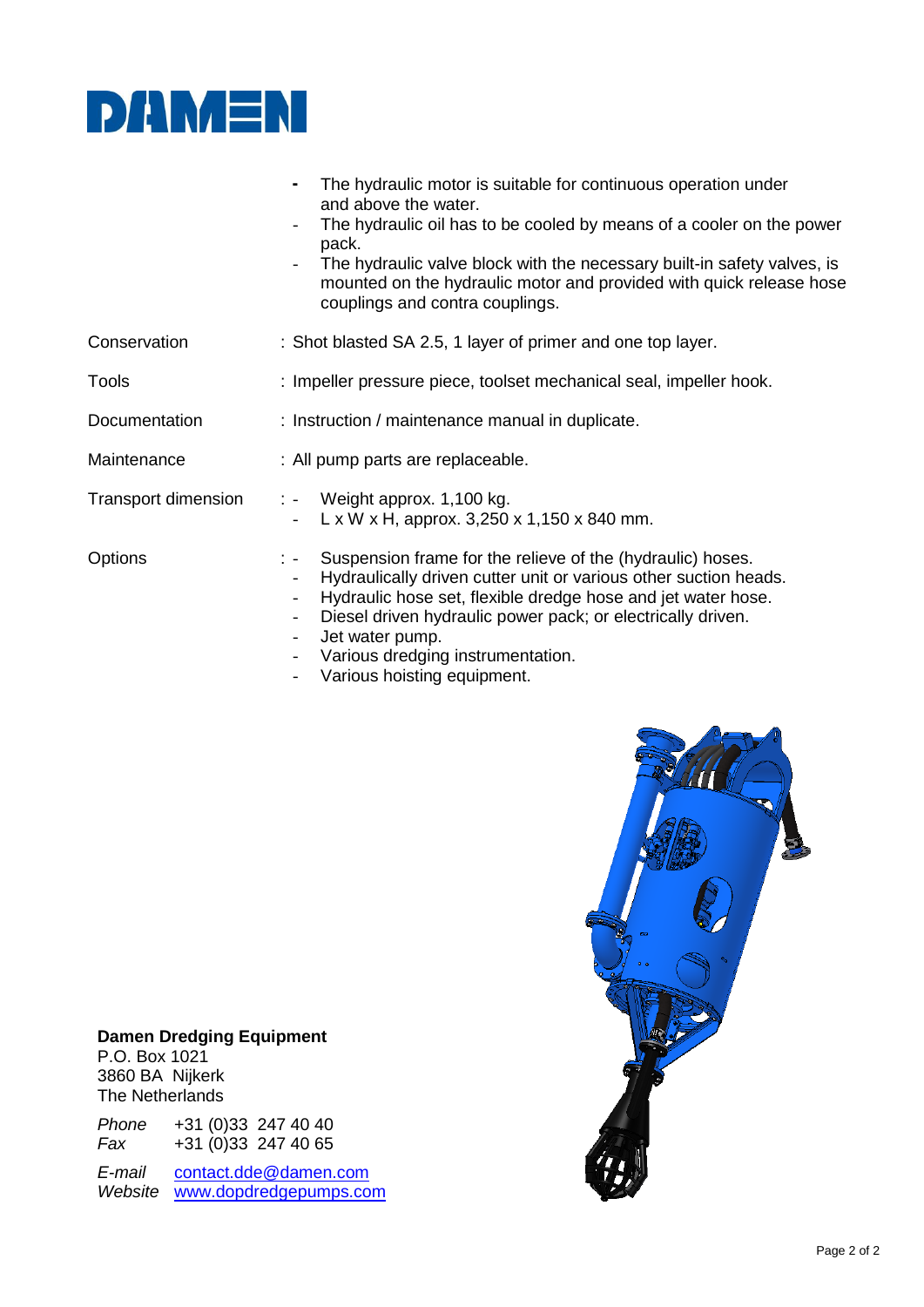- The hydraulic motor is suitable for continuous operation under and above the water.
- The hydraulic oil has to be cooled by means of a cooler on the power pack.
- The hydraulic valve block with the necessary built-in safety valves, is mounted on the hydraulic motor and provided with quick release hose couplings and contra couplings.

| | |
|---|---|
| Conservation | : Shot blasted SA 2.5, 1 layer of primer and one top layer. |
| Tools | : Impeller pressure piece, toolset mechanical seal, impeller hook. |
| Documentation | : Instruction / maintenance manual in duplicate. |
| Maintenance | : All pump parts are replaceable. |
| Transport dimension | : - Weight approx. 1,100 kg.<br>- L x W x H, approx. 3,250 x 1,150 x 840 mm. |
| Options | : - Suspension frame for the relieve of the (hydraulic) hoses.<br>- Hydraulically driven cutter unit or various other suction heads.<br>- Hydraulic hose set, flexible dredge hose and jet water hose.<br>- Diesel driven hydraulic power pack; or electrically driven.<br>- Jet water pump.<br>- Various dredging instrumentation.<br>- Various hoisting equipment. |

**Damen Dredging Equipment**
P.O. Box 1021
3860 BA Nijkerk
The Netherlands

*Phone* +31 (0)33 247 40 40
*Fax* +31 (0)33 247 40 65

*E-mail* contact.dde@damen.com
*Website* www.dopdredgepumps.com